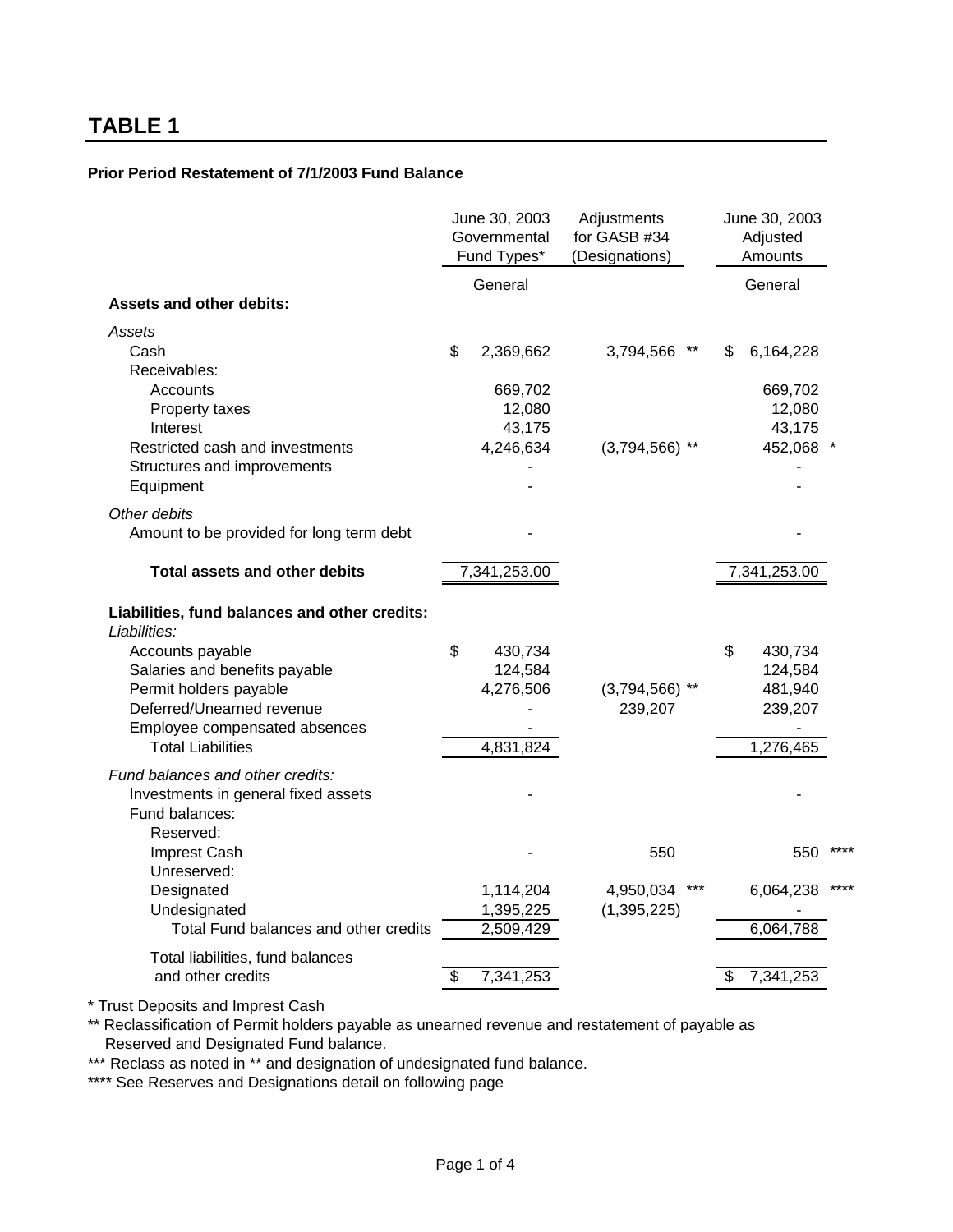# TABLE 1

**Prior Period Restatement of 7/1/2003 Fund Balance**

| | June 30, 2003 Governmental Fund Types* | Adjustments for GASB #34 (Designations) | June 30, 2003 Adjusted Amounts |
|---|---|---|---|
| | General | | General |
| **Assets and other debits:** | | | |
| *Assets* | | | |
| Cash | $ 2,369,662 | 3,794,566 ** | $ 6,164,228 |
| Receivables: | | | |
| Accounts | 669,702 | | 669,702 |
| Property taxes | 12,080 | | 12,080 |
| Interest | 43,175 | | 43,175 |
| Restricted cash and investments | 4,246,634 | (3,794,566) ** | 452,068 * |
| Structures and improvements | - | | - |
| Equipment | - | | - |
| *Other debits* | | | |
| Amount to be provided for long term debt | - | | - |
| **Total assets and other debits** | 7,341,253.00 | | 7,341,253.00 |
| **Liabilities, fund balances and other credits:** | | | |
| *Liabilities:* | | | |
| Accounts payable | $ 430,734 | | $ 430,734 |
| Salaries and benefits payable | 124,584 | | 124,584 |
| Permit holders payable | 4,276,506 | (3,794,566) ** | 481,940 |
| Deferred/Unearned revenue | - | 239,207 | 239,207 |
| Employee compensated absences | - | | - |
| Total Liabilities | 4,831,824 | | 1,276,465 |
| *Fund balances and other credits:* | | | |
| Investments in general fixed assets | - | | - |
| Fund balances: | | | |
| Reserved: | | | |
| Imprest Cash | - | 550 | 550 **** |
| Unreserved: | | | |
| Designated | 1,114,204 | 4,950,034 *** | 6,064,238 **** |
| Undesignated | 1,395,225 | (1,395,225) | - |
| Total Fund balances and other credits | 2,509,429 | | 6,064,788 |
| Total liabilities, fund balances and other credits | $ 7,341,253 | | $ 7,341,253 |

\* Trust Deposits and Imprest Cash

\*\* Reclassification of Permit holders payable as unearned revenue and restatement of payable as Reserved and Designated Fund balance.

\*\*\* Reclass as noted in ** and designation of undesignated fund balance.

\*\*\*\* See Reserves and Designations detail on following page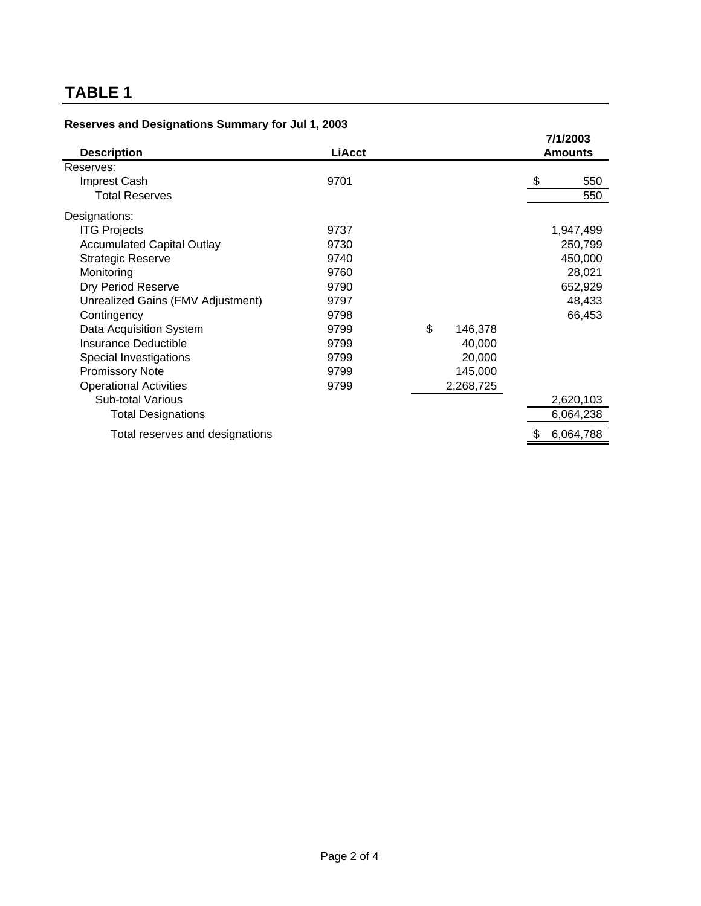# TABLE 1

**Reserves and Designations Summary for Jul 1, 2003**

| Description | LiAcct | | 7/1/2003 Amounts |
|---|---|---|---|
| Reserves: | | | |
| Imprest Cash | 9701 | | $ 550 |
| Total Reserves | | | 550 |
| Designations: | | | |
| ITG Projects | 9737 | | 1,947,499 |
| Accumulated Capital Outlay | 9730 | | 250,799 |
| Strategic Reserve | 9740 | | 450,000 |
| Monitoring | 9760 | | 28,021 |
| Dry Period Reserve | 9790 | | 652,929 |
| Unrealized Gains (FMV Adjustment) | 9797 | | 48,433 |
| Contingency | 9798 | | 66,453 |
| Data Acquisition System | 9799 | $ 146,378 | |
| Insurance Deductible | 9799 | 40,000 | |
| Special Investigations | 9799 | 20,000 | |
| Promissory Note | 9799 | 145,000 | |
| Operational Activities | 9799 | 2,268,725 | |
| Sub-total Various | | | 2,620,103 |
| Total Designations | | | 6,064,238 |
| Total reserves and designations | | | $ 6,064,788 |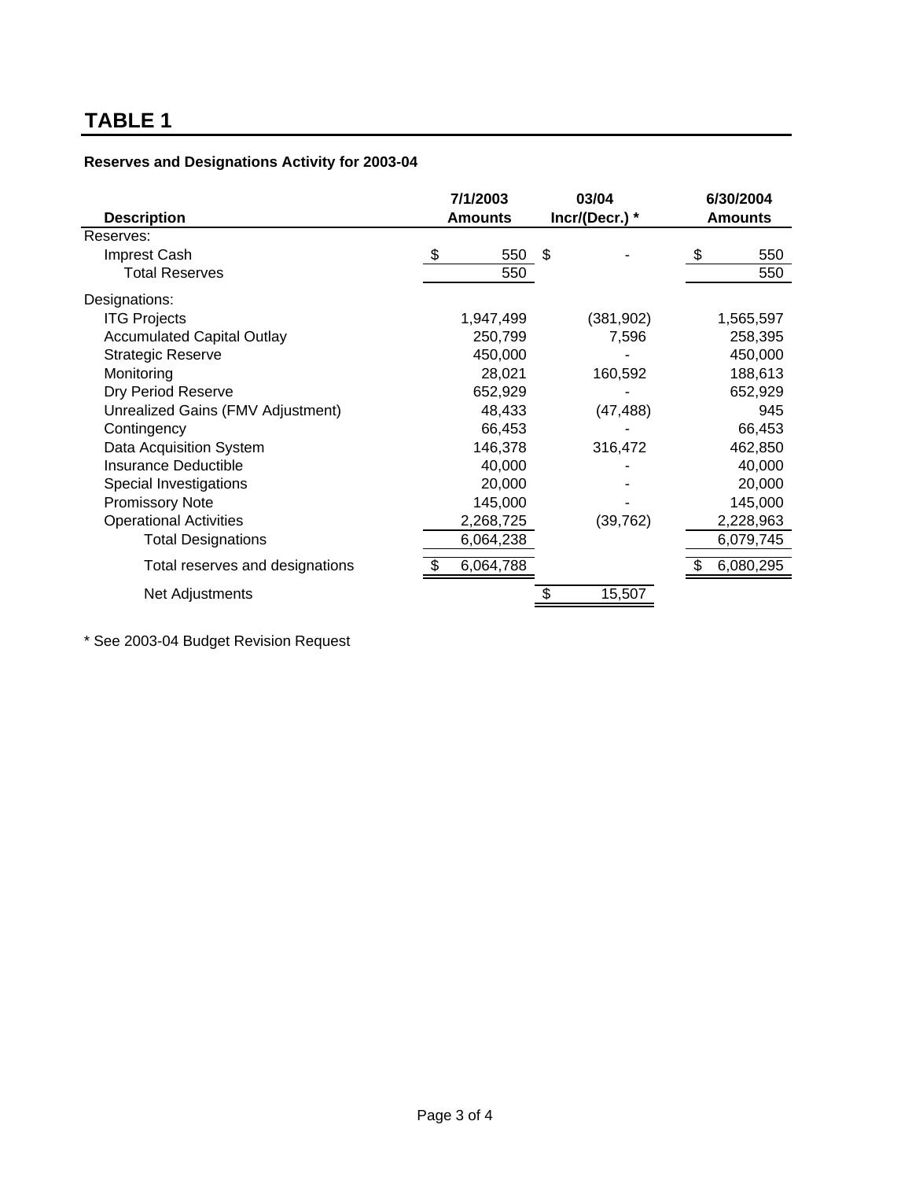# TABLE 1

**Reserves and Designations Activity for 2003-04**

| Description | 7/1/2003 Amounts | 03/04 Incr/(Decr.) * | 6/30/2004 Amounts |
|---|---|---|---|
| Reserves: | | | |
| Imprest Cash | $ 550 | $ - | $ 550 |
| Total Reserves | 550 | | 550 |
| Designations: | | | |
| ITG Projects | 1,947,499 | (381,902) | 1,565,597 |
| Accumulated Capital Outlay | 250,799 | 7,596 | 258,395 |
| Strategic Reserve | 450,000 | - | 450,000 |
| Monitoring | 28,021 | 160,592 | 188,613 |
| Dry Period Reserve | 652,929 | - | 652,929 |
| Unrealized Gains (FMV Adjustment) | 48,433 | (47,488) | 945 |
| Contingency | 66,453 | - | 66,453 |
| Data Acquisition System | 146,378 | 316,472 | 462,850 |
| Insurance Deductible | 40,000 | - | 40,000 |
| Special Investigations | 20,000 | - | 20,000 |
| Promissory Note | 145,000 | - | 145,000 |
| Operational Activities | 2,268,725 | (39,762) | 2,228,963 |
| Total Designations | 6,064,238 | | 6,079,745 |
| Total reserves and designations | $ 6,064,788 | | $ 6,080,295 |
| Net Adjustments | | $ 15,507 | |

* See 2003-04 Budget Revision Request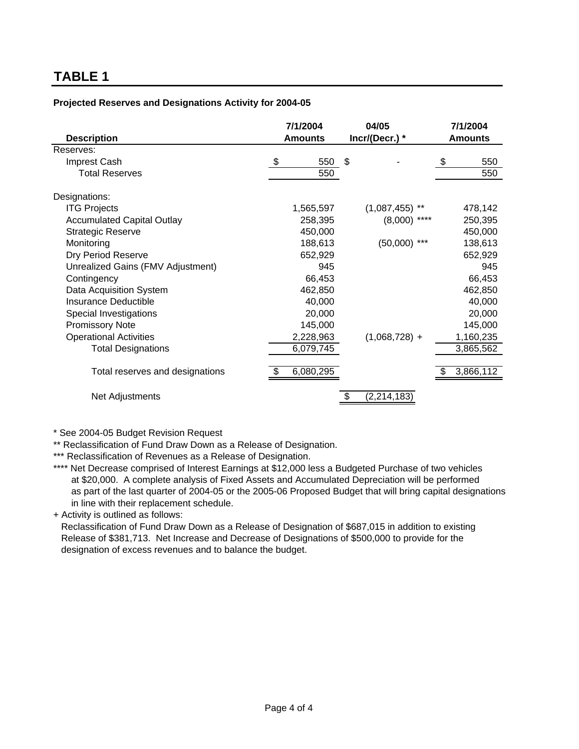# TABLE 1

**Projected Reserves and Designations Activity for 2004-05**

| Description | 7/1/2004 Amounts | 04/05 Incr/(Decr.) * | 7/1/2004 Amounts |
|---|---|---|---|
| Reserves: | | | |
| Imprest Cash | $ 550 | $ - | $ 550 |
| Total Reserves | 550 | | 550 |
| | | | |
| Designations: | | | |
| ITG Projects | 1,565,597 | (1,087,455) ** | 478,142 |
| Accumulated Capital Outlay | 258,395 | (8,000) **** | 250,395 |
| Strategic Reserve | 450,000 | | 450,000 |
| Monitoring | 188,613 | (50,000) *** | 138,613 |
| Dry Period Reserve | 652,929 | | 652,929 |
| Unrealized Gains (FMV Adjustment) | 945 | | 945 |
| Contingency | 66,453 | | 66,453 |
| Data Acquisition System | 462,850 | | 462,850 |
| Insurance Deductible | 40,000 | | 40,000 |
| Special Investigations | 20,000 | | 20,000 |
| Promissory Note | 145,000 | | 145,000 |
| Operational Activities | 2,228,963 | (1,068,728) + | 1,160,235 |
| Total Designations | 6,079,745 | | 3,865,562 |
| | | | |
| Total reserves and designations | $ 6,080,295 | | $ 3,866,112 |
| | | | |
| Net Adjustments | | $ (2,214,183) | |

* See 2004-05 Budget Revision Request

** Reclassification of Fund Draw Down as a Release of Designation.

*** Reclassification of Revenues as a Release of Designation.

**** Net Decrease comprised of Interest Earnings at $12,000 less a Budgeted Purchase of two vehicles at $20,000. A complete analysis of Fixed Assets and Accumulated Depreciation will be performed as part of the last quarter of 2004-05 or the 2005-06 Proposed Budget that will bring capital designations in line with their replacement schedule.

+ Activity is outlined as follows:
Reclassification of Fund Draw Down as a Release of Designation of $687,015 in addition to existing Release of $381,713. Net Increase and Decrease of Designations of $500,000 to provide for the designation of excess revenues and to balance the budget.